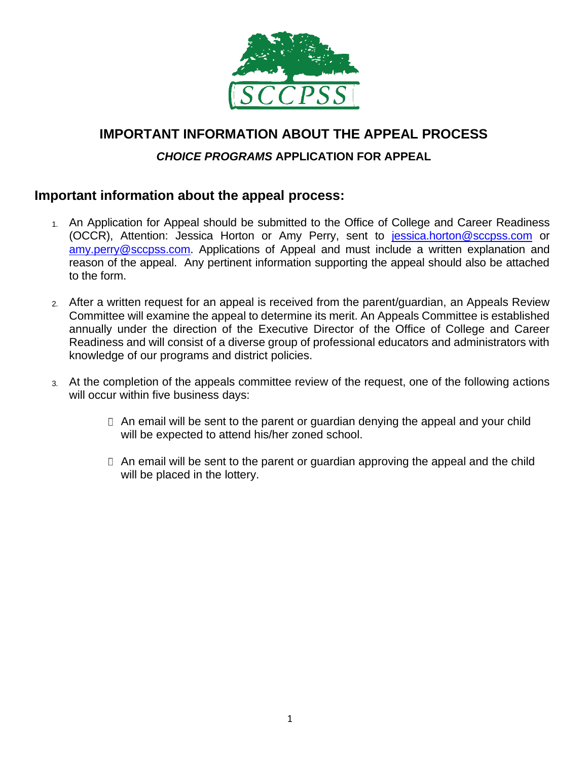# IMPORTANT INFORMATION ABOUT THE APPEAL PROCESS

### ***CHOICE PROGRAMS*** **APPLICATION FOR APPEAL**

## Important information about the appeal process:

1. An Application for Appeal should be submitted to the Office of College and Career Readiness (OCCR), Attention: Jessica Horton or Amy Perry, sent to jessica.horton@sccpss.com or amy.perry@sccpss.com. Applications of Appeal and must include a written explanation and reason of the appeal. Any pertinent information supporting the appeal should also be attached to the form.

2. After a written request for an appeal is received from the parent/guardian, an Appeals Review Committee will examine the appeal to determine its merit. An Appeals Committee is established annually under the direction of the Executive Director of the Office of College and Career Readiness and will consist of a diverse group of professional educators and administrators with knowledge of our programs and district policies.

3. At the completion of the appeals committee review of the request, one of the following actions will occur within five business days:

   - An email will be sent to the parent or guardian denying the appeal and your child will be expected to attend his/her zoned school.

   - An email will be sent to the parent or guardian approving the appeal and the child will be placed in the lottery.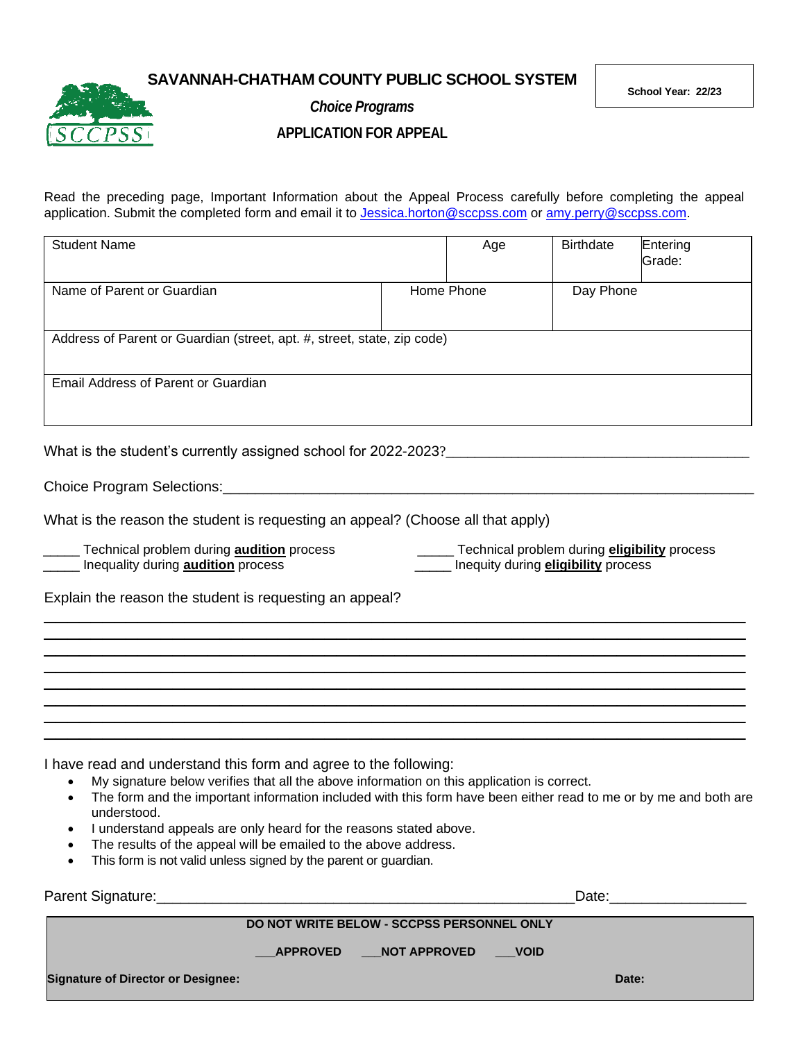# SAVANNAH-CHATHAM COUNTY PUBLIC SCHOOL SYSTEM

***Choice Programs***

**APPLICATION FOR APPEAL**

**School Year: 22/23**

Read the preceding page, Important Information about the Appeal Process carefully before completing the appeal application. Submit the completed form and email it to Jessica.horton@sccpss.com or amy.perry@sccpss.com.

| Student Name | Age | Birthdate | Entering Grade: |
|---|---|---|---|
| | | | |

| Name of Parent or Guardian | Home Phone | Day Phone |
|---|---|---|
| | | |

| Address of Parent or Guardian (street, apt. #, street, state, zip code) |
|---|
| |

| Email Address of Parent or Guardian |
|---|
| |

What is the student's currently assigned school for 2022-2023?_______________________________________

Choice Program Selections:_______________________________________________________________

What is the reason the student is requesting an appeal? (Choose all that apply)

_____ Technical problem during **audition** process
_____ Inequality during **audition** process
_____ Technical problem during **eligibility** process
_____ Inequity during **eligibility** process

Explain the reason the student is requesting an appeal?

_______________________________________________________________________________
_______________________________________________________________________________
_______________________________________________________________________________
_______________________________________________________________________________
_______________________________________________________________________________
_______________________________________________________________________________
_______________________________________________________________________________
_______________________________________________________________________________

I have read and understand this form and agree to the following:

- My signature below verifies that all the above information on this application is correct.
- The form and the important information included with this form have been either read to me or by me and both are understood.
- I understand appeals are only heard for the reasons stated above.
- The results of the appeal will be emailed to the above address.
- This form is not valid unless signed by the parent or guardian.

Parent Signature:____________________________________________________Date:________________

**DO NOT WRITE BELOW - SCCPSS PERSONNEL ONLY**

**___APPROVED ___NOT APPROVED ___VOID**

**Signature of Director or Designee:** **Date:**